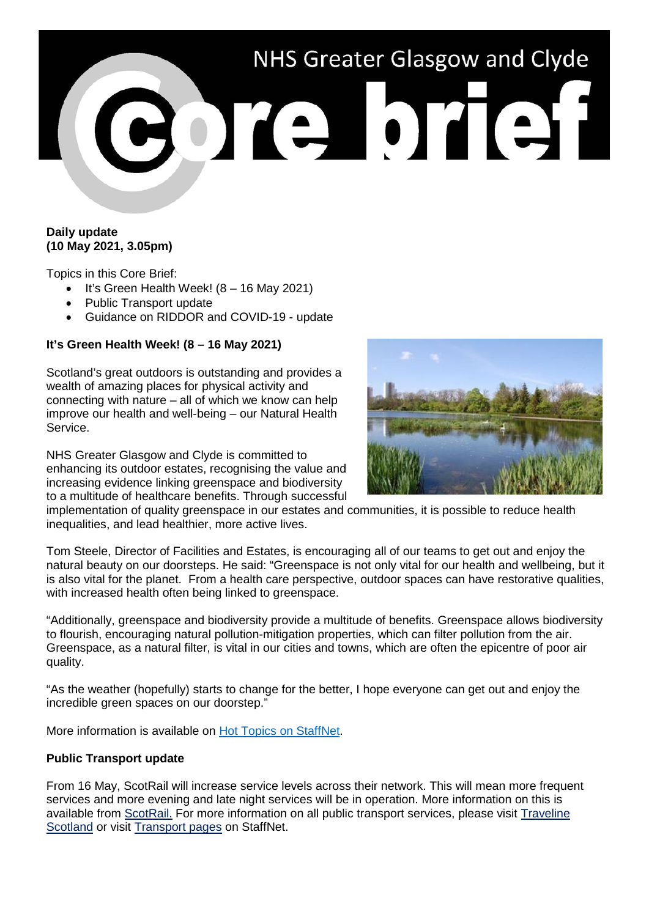# NHS Greater Glasgow and Clyde Core brief

**Daily update**
**(10 May 2021, 3.05pm)**

Topics in this Core Brief:

- It's Green Health Week! (8 – 16 May 2021)
- Public Transport update
- Guidance on RIDDOR and COVID-19 - update

**It's Green Health Week! (8 – 16 May 2021)**

Scotland's great outdoors is outstanding and provides a wealth of amazing places for physical activity and connecting with nature – all of which we know can help improve our health and well-being – our Natural Health Service.

NHS Greater Glasgow and Clyde is committed to enhancing its outdoor estates, recognising the value and increasing evidence linking greenspace and biodiversity to a multitude of healthcare benefits. Through successful implementation of quality greenspace in our estates and communities, it is possible to reduce health inequalities, and lead healthier, more active lives.

Tom Steele, Director of Facilities and Estates, is encouraging all of our teams to get out and enjoy the natural beauty on our doorsteps. He said: "Greenspace is not only vital for our health and wellbeing, but it is also vital for the planet. From a health care perspective, outdoor spaces can have restorative qualities, with increased health often being linked to greenspace.

"Additionally, greenspace and biodiversity provide a multitude of benefits. Greenspace allows biodiversity to flourish, encouraging natural pollution-mitigation properties, which can filter pollution from the air. Greenspace, as a natural filter, is vital in our cities and towns, which are often the epicentre of poor air quality.

"As the weather (hopefully) starts to change for the better, I hope everyone can get out and enjoy the incredible green spaces on our doorstep."

More information is available on Hot Topics on StaffNet.

**Public Transport update**

From 16 May, ScotRail will increase service levels across their network. This will mean more frequent services and more evening and late night services will be in operation. More information on this is available from ScotRail. For more information on all public transport services, please visit Traveline Scotland or visit Transport pages on StaffNet.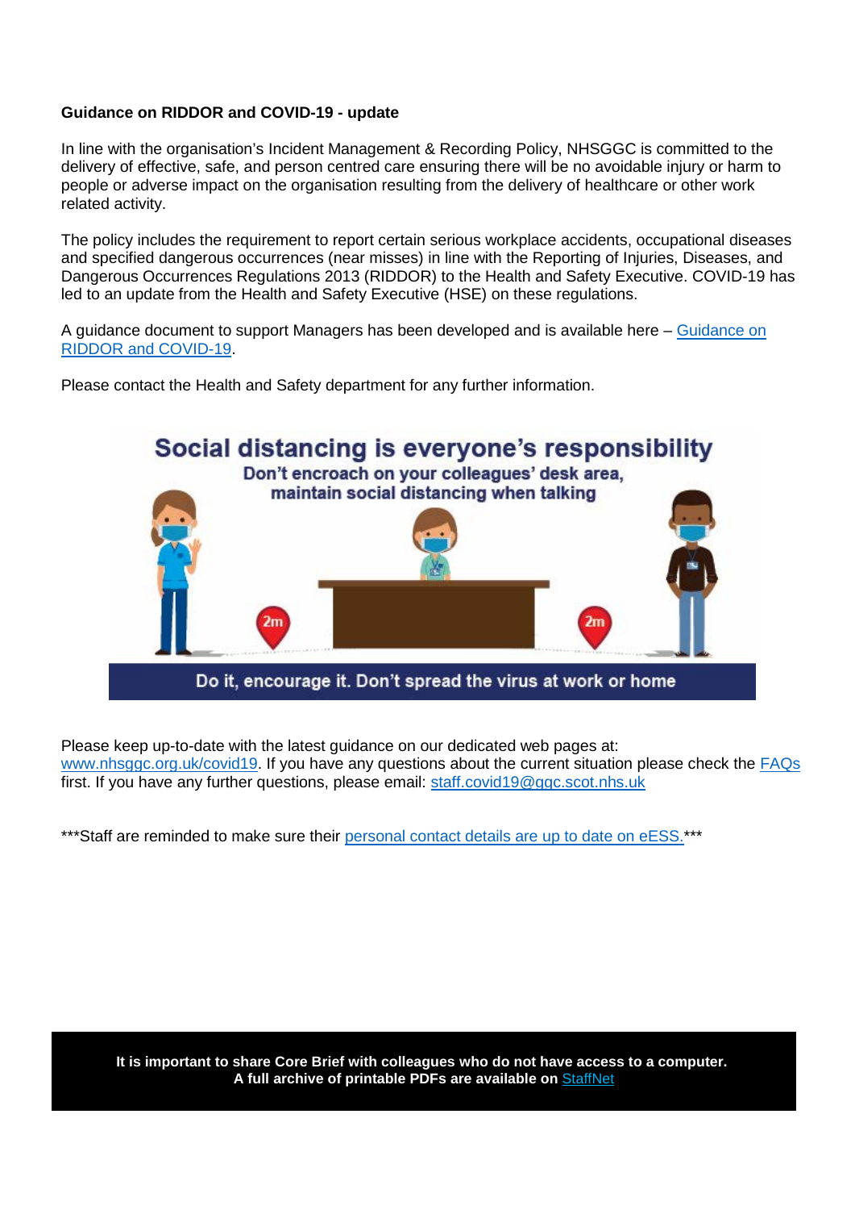**Guidance on RIDDOR and COVID-19 - update**

In line with the organisation's Incident Management & Recording Policy, NHSGGC is committed to the delivery of effective, safe, and person centred care ensuring there will be no avoidable injury or harm to people or adverse impact on the organisation resulting from the delivery of healthcare or other work related activity.

The policy includes the requirement to report certain serious workplace accidents, occupational diseases and specified dangerous occurrences (near misses) in line with the Reporting of Injuries, Diseases, and Dangerous Occurrences Regulations 2013 (RIDDOR) to the Health and Safety Executive. COVID-19 has led to an update from the Health and Safety Executive (HSE) on these regulations.

A guidance document to support Managers has been developed and is available here – Guidance on RIDDOR and COVID-19.

Please contact the Health and Safety department for any further information.

Social distancing is everyone's responsibility

Don't encroach on your colleagues' desk area, maintain social distancing when talking

2m

2m

Do it, encourage it. Don't spread the virus at work or home

Please keep up-to-date with the latest guidance on our dedicated web pages at: www.nhsggc.org.uk/covid19. If you have any questions about the current situation please check the FAQs first. If you have any further questions, please email: staff.covid19@ggc.scot.nhs.uk

***Staff are reminded to make sure their personal contact details are up to date on eESS.***

**It is important to share Core Brief with colleagues who do not have access to a computer. A full archive of printable PDFs are available on** StaffNet